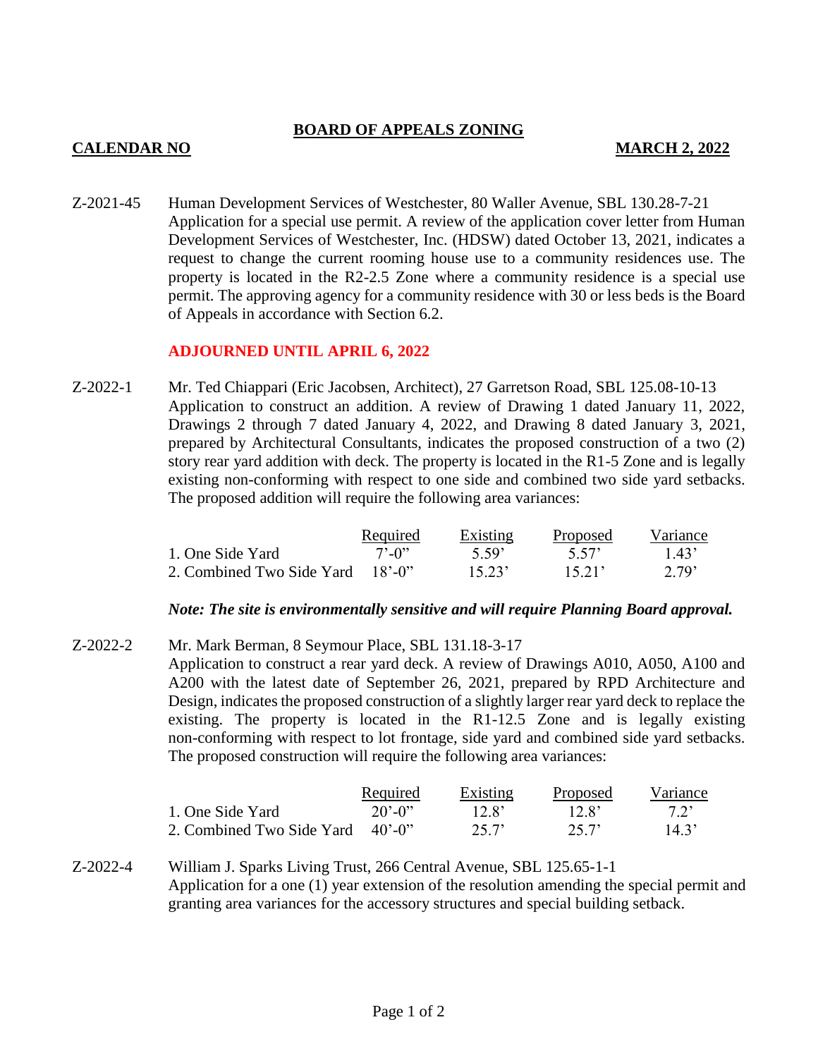## BOARD OF APPEALS ZONING

**CALENDAR NO** **MARCH 2, 2022**

Z-2021-45 Human Development Services of Westchester, 80 Waller Avenue, SBL 130.28-7-21
Application for a special use permit. A review of the application cover letter from Human Development Services of Westchester, Inc. (HDSW) dated October 13, 2021, indicates a request to change the current rooming house use to a community residences use. The property is located in the R2-2.5 Zone where a community residence is a special use permit. The approving agency for a community residence with 30 or less beds is the Board of Appeals in accordance with Section 6.2.

**ADJOURNED UNTIL APRIL 6, 2022**

Z-2022-1 Mr. Ted Chiappari (Eric Jacobsen, Architect), 27 Garretson Road, SBL 125.08-10-13
Application to construct an addition. A review of Drawing 1 dated January 11, 2022, Drawings 2 through 7 dated January 4, 2022, and Drawing 8 dated January 3, 2021, prepared by Architectural Consultants, indicates the proposed construction of a two (2) story rear yard addition with deck. The property is located in the R1-5 Zone and is legally existing non-conforming with respect to one side and combined two side yard setbacks. The proposed addition will require the following area variances:

| | Required | Existing | Proposed | Variance |
|---|---|---|---|---|
| 1. One Side Yard | 7'-0" | 5.59' | 5.57' | 1.43' |
| 2. Combined Two Side Yard | 18'-0" | 15.23' | 15.21' | 2.79' |

***Note: The site is environmentally sensitive and will require Planning Board approval.***

Z-2022-2 Mr. Mark Berman, 8 Seymour Place, SBL 131.18-3-17
Application to construct a rear yard deck. A review of Drawings A010, A050, A100 and A200 with the latest date of September 26, 2021, prepared by RPD Architecture and Design, indicates the proposed construction of a slightly larger rear yard deck to replace the existing. The property is located in the R1-12.5 Zone and is legally existing non-conforming with respect to lot frontage, side yard and combined side yard setbacks. The proposed construction will require the following area variances:

| | Required | Existing | Proposed | Variance |
|---|---|---|---|---|
| 1. One Side Yard | 20'-0" | 12.8' | 12.8' | 7.2' |
| 2. Combined Two Side Yard | 40'-0" | 25.7' | 25.7' | 14.3' |

Z-2022-4 William J. Sparks Living Trust, 266 Central Avenue, SBL 125.65-1-1
Application for a one (1) year extension of the resolution amending the special permit and granting area variances for the accessory structures and special building setback.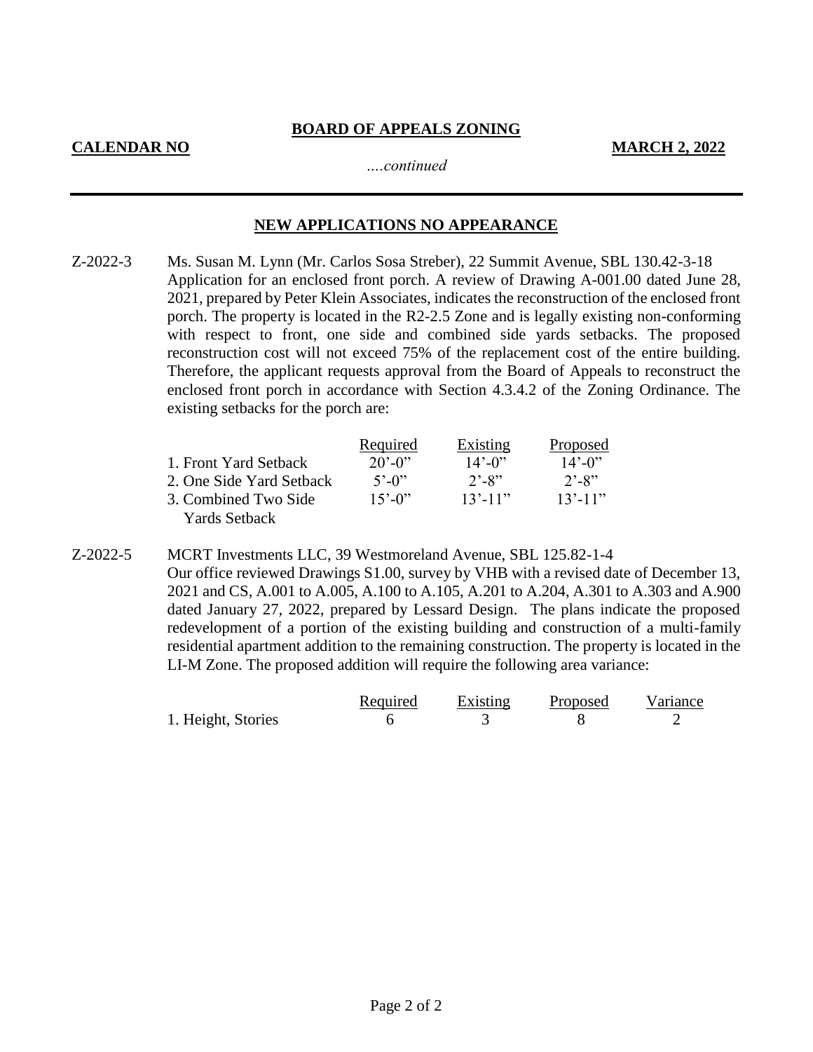**BOARD OF APPEALS ZONING**

**CALENDAR NO** **MARCH 2, 2022**

*....continued*

---

## NEW APPLICATIONS NO APPEARANCE

Z-2022-3 Ms. Susan M. Lynn (Mr. Carlos Sosa Streber), 22 Summit Avenue, SBL 130.42-3-18
Application for an enclosed front porch. A review of Drawing A-001.00 dated June 28, 2021, prepared by Peter Klein Associates, indicates the reconstruction of the enclosed front porch. The property is located in the R2-2.5 Zone and is legally existing non-conforming with respect to front, one side and combined side yards setbacks. The proposed reconstruction cost will not exceed 75% of the replacement cost of the entire building. Therefore, the applicant requests approval from the Board of Appeals to reconstruct the enclosed front porch in accordance with Section 4.3.4.2 of the Zoning Ordinance. The existing setbacks for the porch are:

| | Required | Existing | Proposed |
|---|---|---|---|
| 1. Front Yard Setback | 20'-0" | 14'-0" | 14'-0" |
| 2. One Side Yard Setback | 5'-0" | 2'-8" | 2'-8" |
| 3. Combined Two Side Yards Setback | 15'-0" | 13'-11" | 13'-11" |

Z-2022-5 MCRT Investments LLC, 39 Westmoreland Avenue, SBL 125.82-1-4
Our office reviewed Drawings S1.00, survey by VHB with a revised date of December 13, 2021 and CS, A.001 to A.005, A.100 to A.105, A.201 to A.204, A.301 to A.303 and A.900 dated January 27, 2022, prepared by Lessard Design. The plans indicate the proposed redevelopment of a portion of the existing building and construction of a multi-family residential apartment addition to the remaining construction. The property is located in the LI-M Zone. The proposed addition will require the following area variance:

| | Required | Existing | Proposed | Variance |
|---|---|---|---|---|
| 1. Height, Stories | 6 | 3 | 8 | 2 |